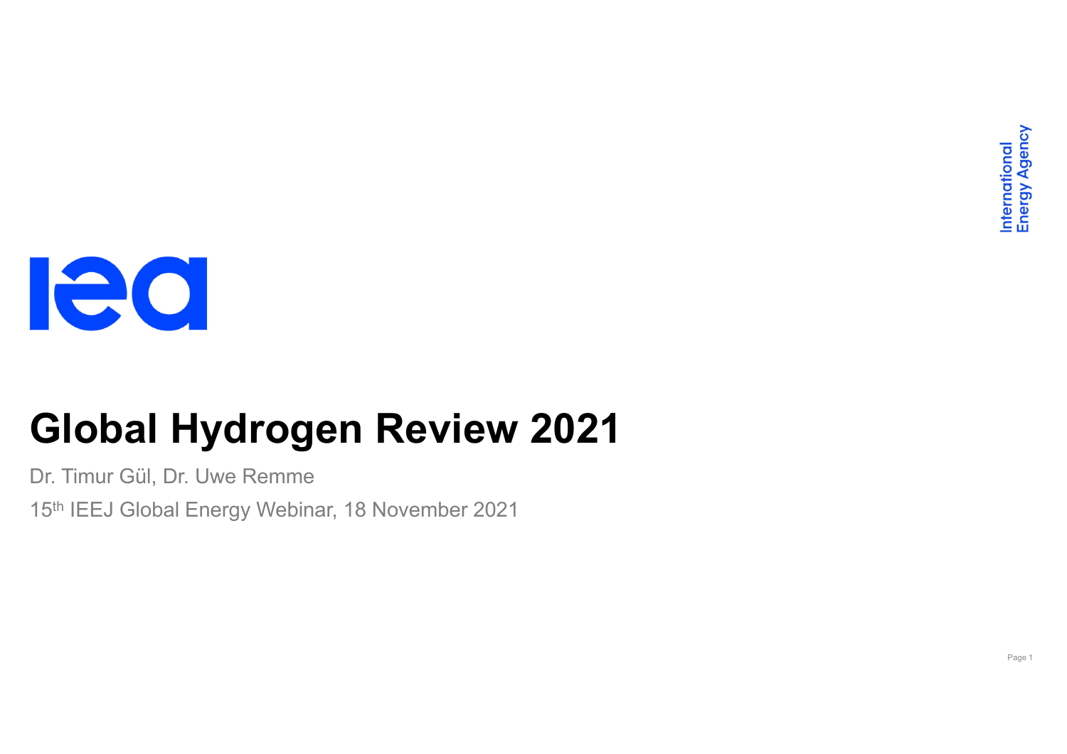International Energy Agency

# Global Hydrogen Review 2021

Dr. Timur Gül, Dr. Uwe Remme

15th IEEJ Global Energy Webinar, 18 November 2021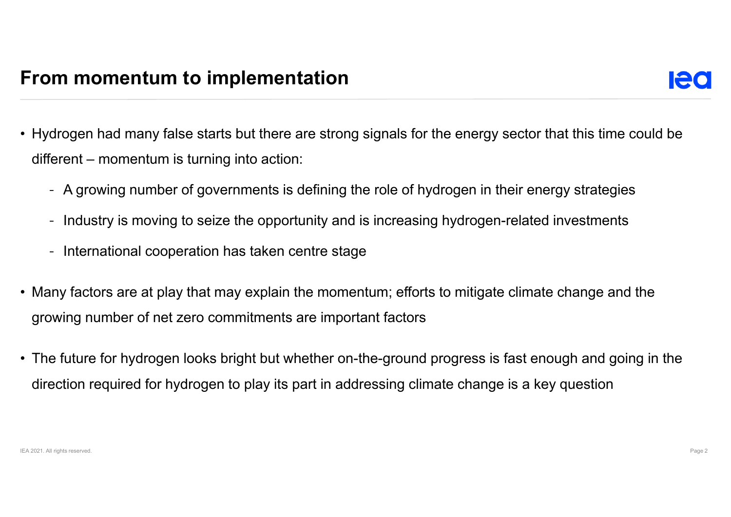# From momentum to implementation

- Hydrogen had many false starts but there are strong signals for the energy sector that this time could be different – momentum is turning into action:
  - A growing number of governments is defining the role of hydrogen in their energy strategies
  - Industry is moving to seize the opportunity and is increasing hydrogen-related investments
  - International cooperation has taken centre stage
- Many factors are at play that may explain the momentum; efforts to mitigate climate change and the growing number of net zero commitments are important factors
- The future for hydrogen looks bright but whether on-the-ground progress is fast enough and going in the direction required for hydrogen to play its part in addressing climate change is a key question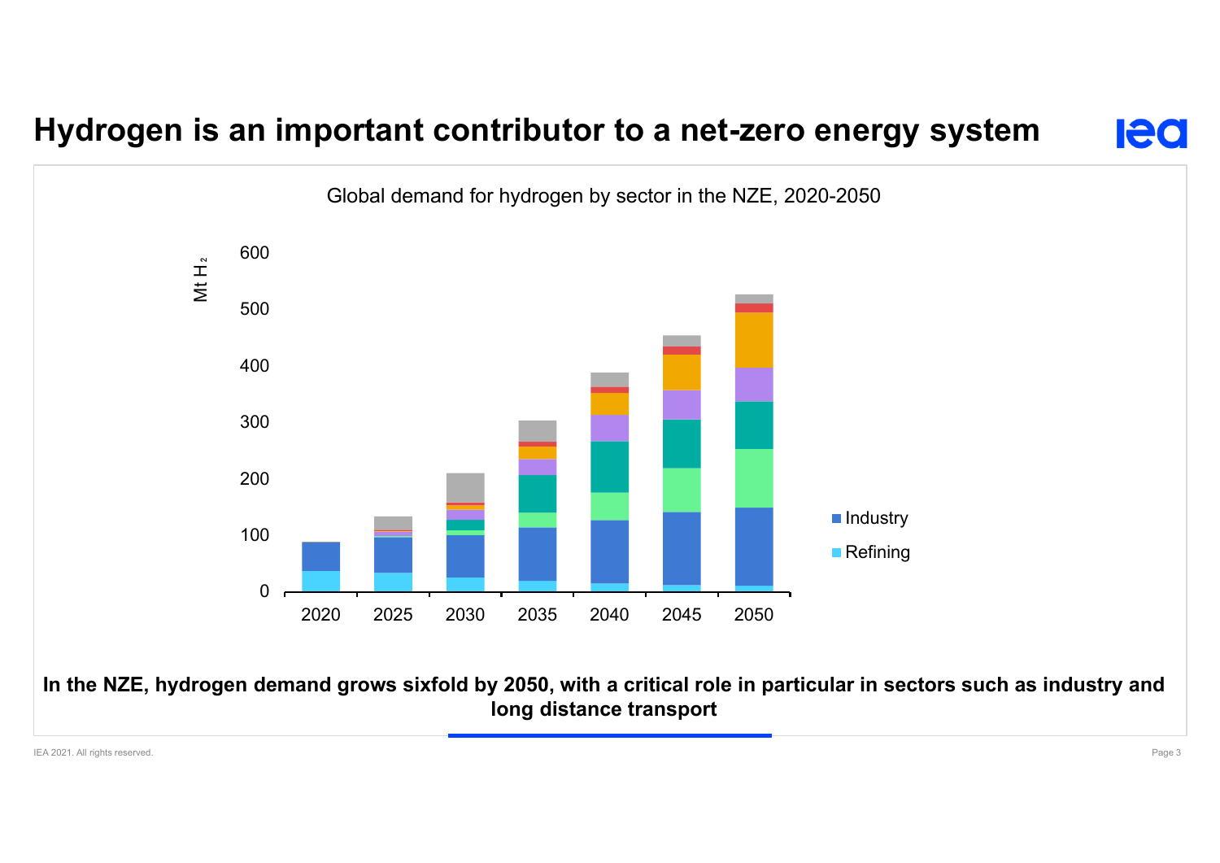# Hydrogen is an important contributor to a net-zero energy system

Global demand for hydrogen by sector in the NZE, 2020-2050

Mt $H_2$

600
500
400
300
200
100
0

2020 2025 2030 2035 2040 2045 2050

- Industry
- Refining

**In the NZE, hydrogen demand grows sixfold by 2050, with a critical role in particular in sectors such as industry and long distance transport**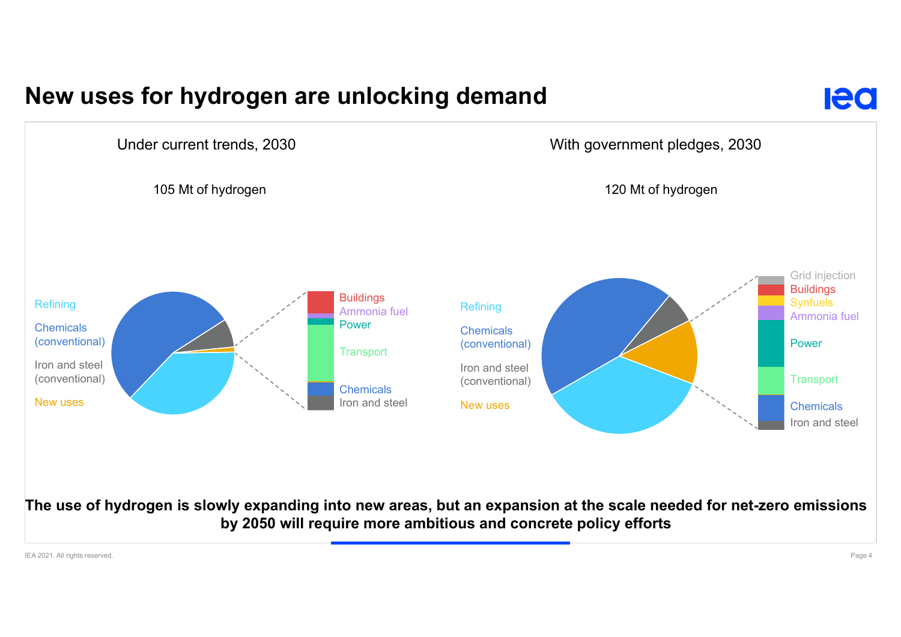# New uses for hydrogen are unlocking demand

Under current trends, 2030

105 Mt of hydrogen

Refining
Chemicals (conventional)
Iron and steel (conventional)
New uses

Buildings
Ammonia fuel
Power
Transport
Chemicals
Iron and steel

With government pledges, 2030

120 Mt of hydrogen

Refining
Chemicals (conventional)
Iron and steel (conventional)
New uses

Grid injection
Buildings
Synfuels
Ammonia fuel
Power
Transport
Chemicals
Iron and steel

**The use of hydrogen is slowly expanding into new areas, but an expansion at the scale needed for net-zero emissions by 2050 will require more ambitious and concrete policy efforts**

IEA 2021. All rights reserved.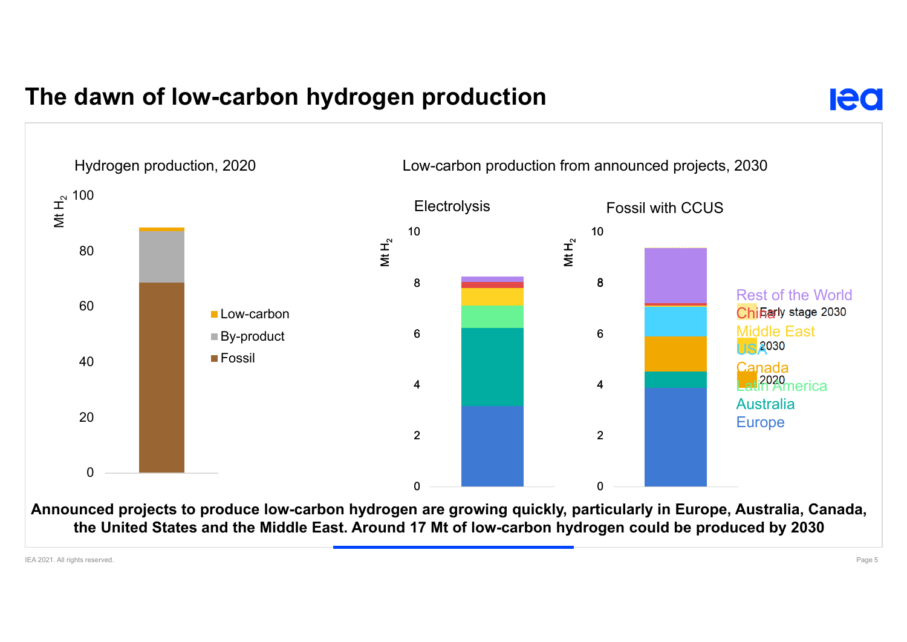# The dawn of low-carbon hydrogen production

Hydrogen production, 2020

Mt $H_2$

100

80

60

40

20

0

- Low-carbon
- By-product
- Fossil

Low-carbon production from announced projects, 2030

Electrolysis

Mt $H_2$

10

8

6

4

2

0

Fossil with CCUS

Mt $H_2$

10

8

6

4

2

0

Rest of the World
China
Early stage 2030
Middle East
USA
2030
Canada
2020
Latin America
Australia
Europe

**Announced projects to produce low-carbon hydrogen are growing quickly, particularly in Europe, Australia, Canada, the United States and the Middle East. Around 17 Mt of low-carbon hydrogen could be produced by 2030**

IEA 2021. All rights reserved.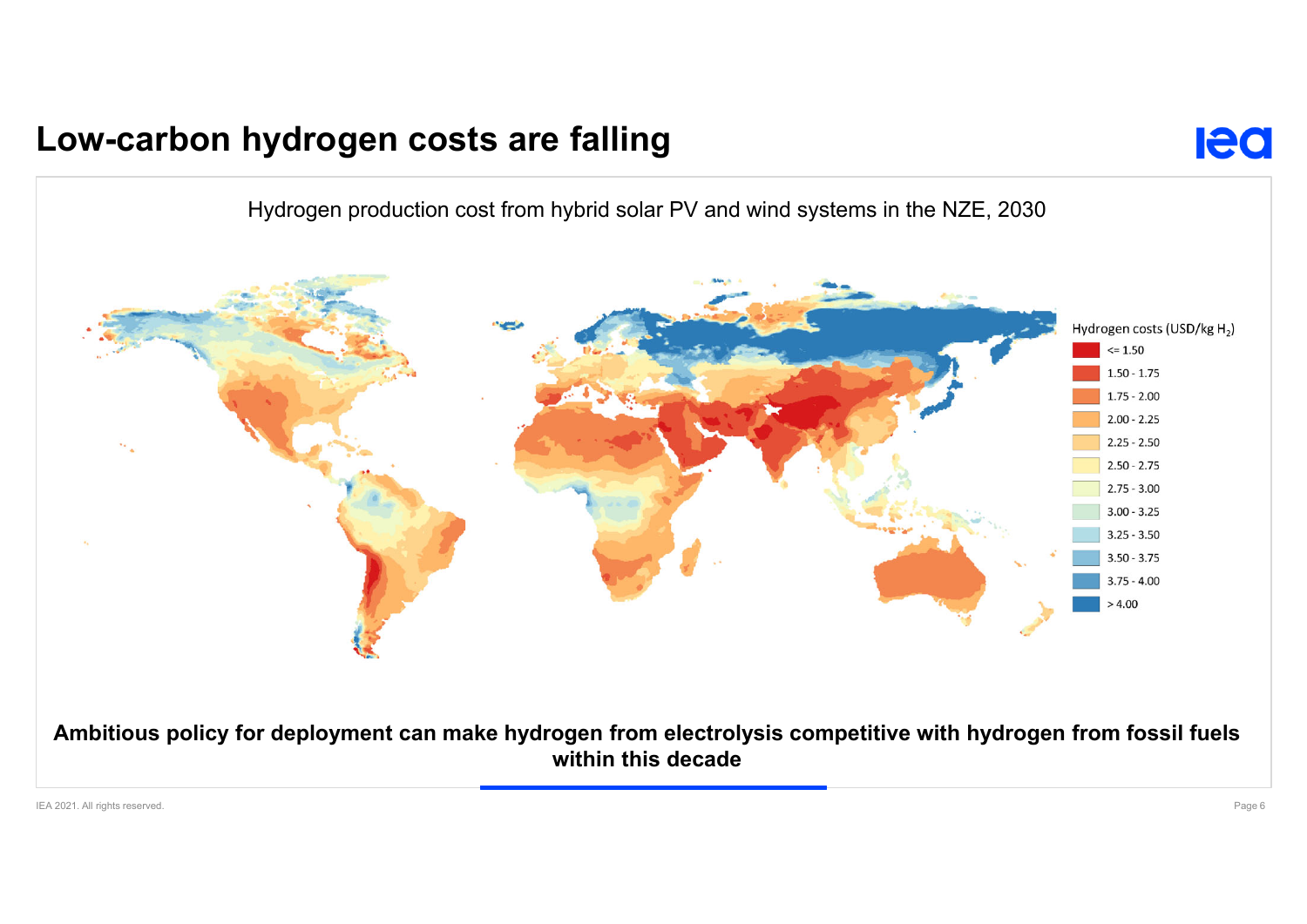# Low-carbon hydrogen costs are falling

Hydrogen production cost from hybrid solar PV and wind systems in the NZE, 2030

Hydrogen costs (USD/kg $H_2$)

- <= 1.50
- 1.50 - 1.75
- 1.75 - 2.00
- 2.00 - 2.25
- 2.25 - 2.50
- 2.50 - 2.75
- 2.75 - 3.00
- 3.00 - 3.25
- 3.25 - 3.50
- 3.50 - 3.75
- 3.75 - 4.00
- > 4.00

**Ambitious policy for deployment can make hydrogen from electrolysis competitive with hydrogen from fossil fuels within this decade**

IEA 2021. All rights reserved.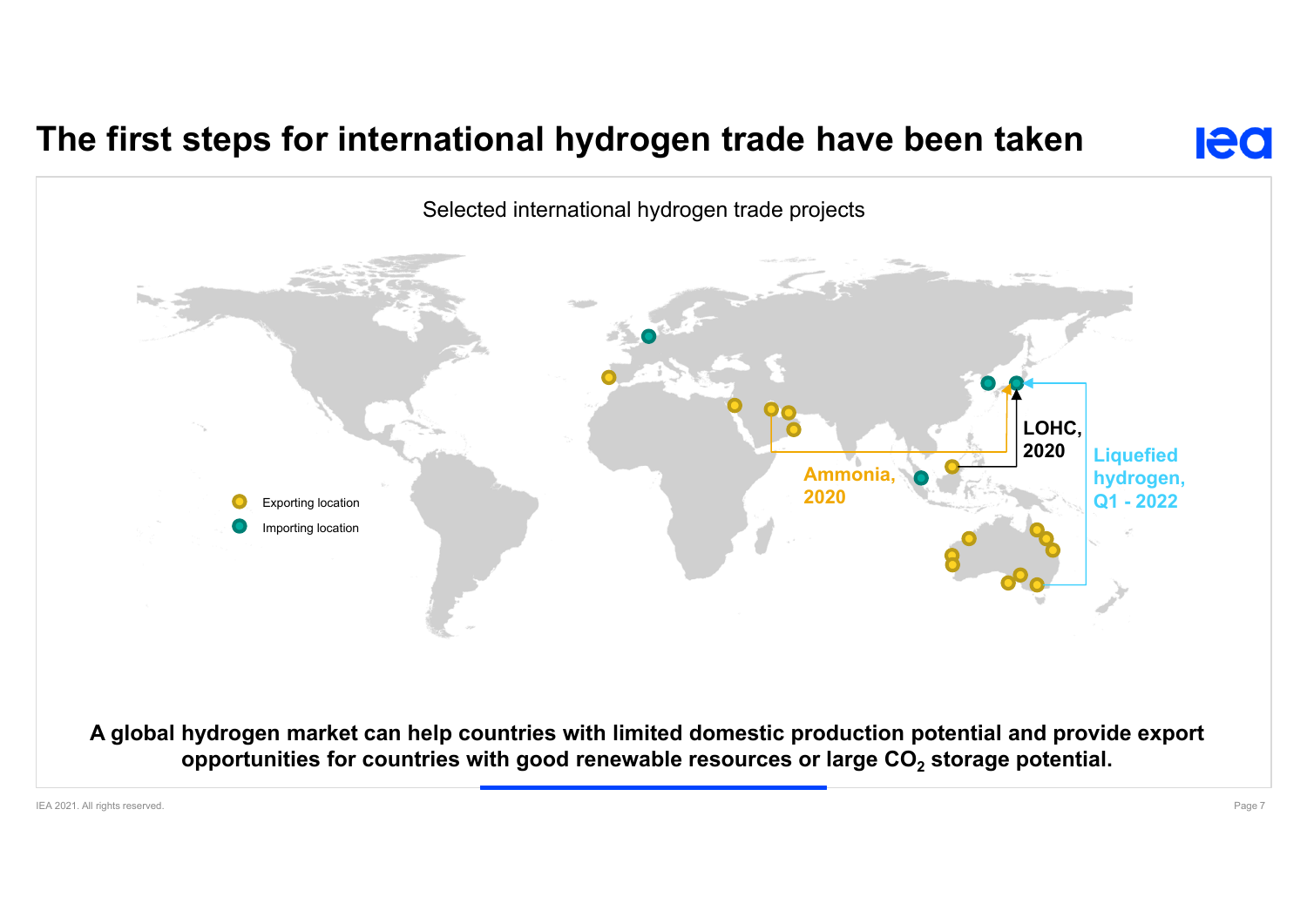# The first steps for international hydrogen trade have been taken

Selected international hydrogen trade projects

Exporting location

Importing location

Ammonia, 2020

LOHC, 2020

Liquefied hydrogen, Q1 - 2022

**A global hydrogen market can help countries with limited domestic production potential and provide export opportunities for countries with good renewable resources or large $CO_2$ storage potential.**

IEA 2021. All rights reserved.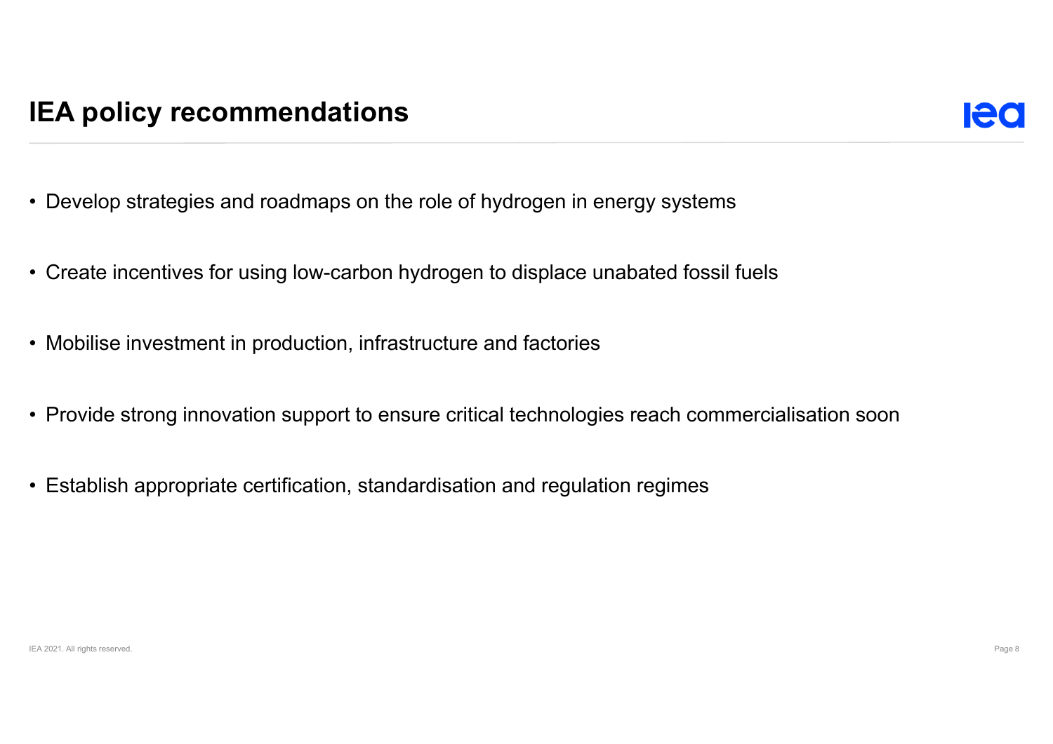# IEA policy recommendations

- Develop strategies and roadmaps on the role of hydrogen in energy systems
- Create incentives for using low-carbon hydrogen to displace unabated fossil fuels
- Mobilise investment in production, infrastructure and factories
- Provide strong innovation support to ensure critical technologies reach commercialisation soon
- Establish appropriate certification, standardisation and regulation regimes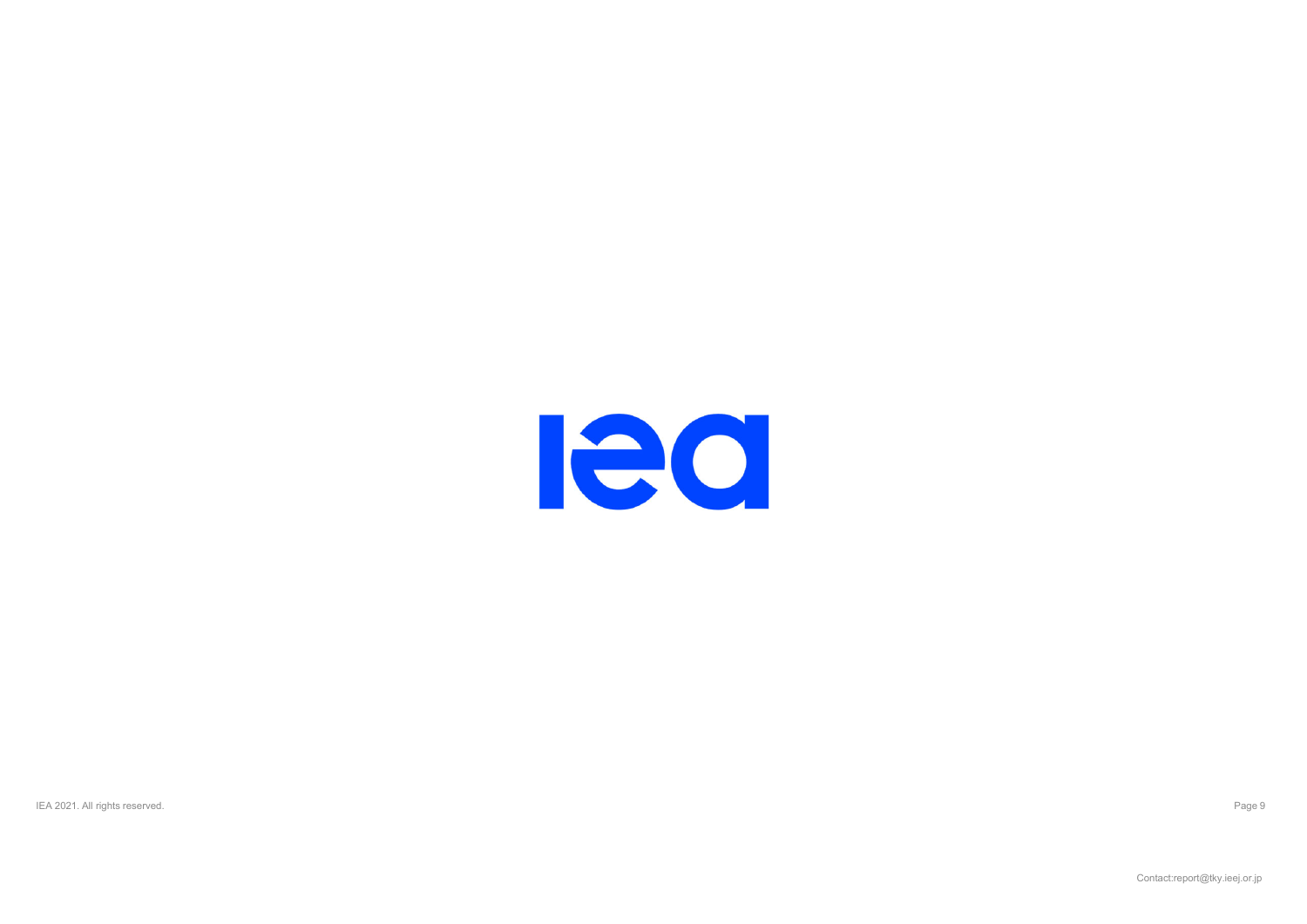iea

IEA 2021. All rights reserved.

Contact:report@tky.ieej.or.jp